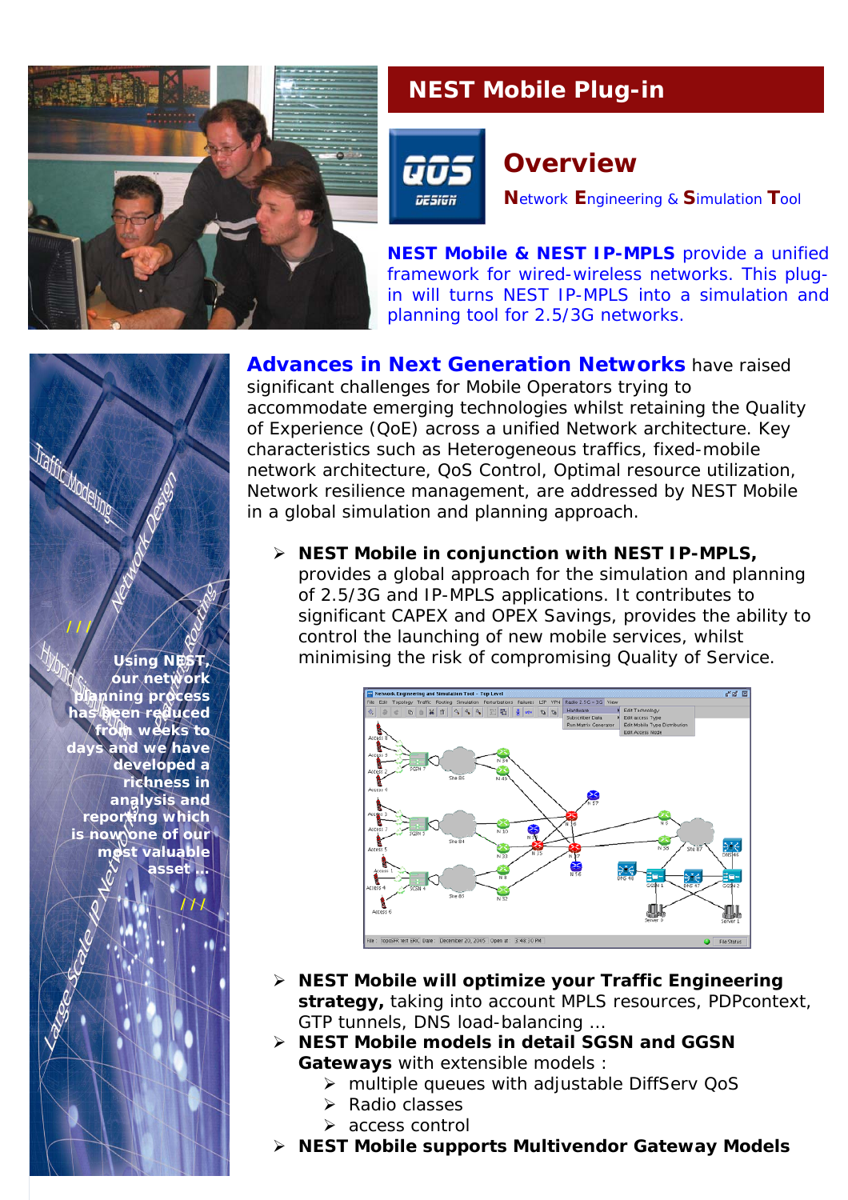# NEST Mobile Plug-in

## Overview

**N**etwork **E**ngineering & **S**imulation **T**ool

**NEST Mobile & NEST IP-MPLS** provide a unified framework for wired-wireless networks. This plug-in will turns NEST IP-MPLS into a simulation and planning tool for 2.5/3G networks.

Using NEST, our network planning process has been reduced from weeks to days and we have developed a richness in analysis and reporting which is now one of our most valuable asset ...

**Advances in Next Generation Networks** have raised significant challenges for Mobile Operators trying to accommodate emerging technologies whilst retaining the Quality of Experience (QoE) across a unified Network architecture. Key characteristics such as Heterogeneous traffics, fixed-mobile network architecture, QoS Control, Optimal resource utilization, Network resilience management, are addressed by NEST Mobile in a global simulation and planning approach.

- **NEST Mobile in conjunction with NEST IP-MPLS,** provides a global approach for the simulation and planning of 2.5/3G and IP-MPLS applications. It contributes to significant CAPEX and OPEX Savings, provides the ability to control the launching of new mobile services, whilst minimising the risk of compromising Quality of Service.

- **NEST Mobile will optimize your Traffic Engineering strategy,** taking into account MPLS resources, PDPcontext, GTP tunnels, DNS load-balancing ...
- **NEST Mobile models in detail SGSN and GGSN Gateways** with extensible models :
  - multiple queues with adjustable DiffServ QoS
  - Radio classes
  - access control
- **NEST Mobile supports Multivendor Gateway Models**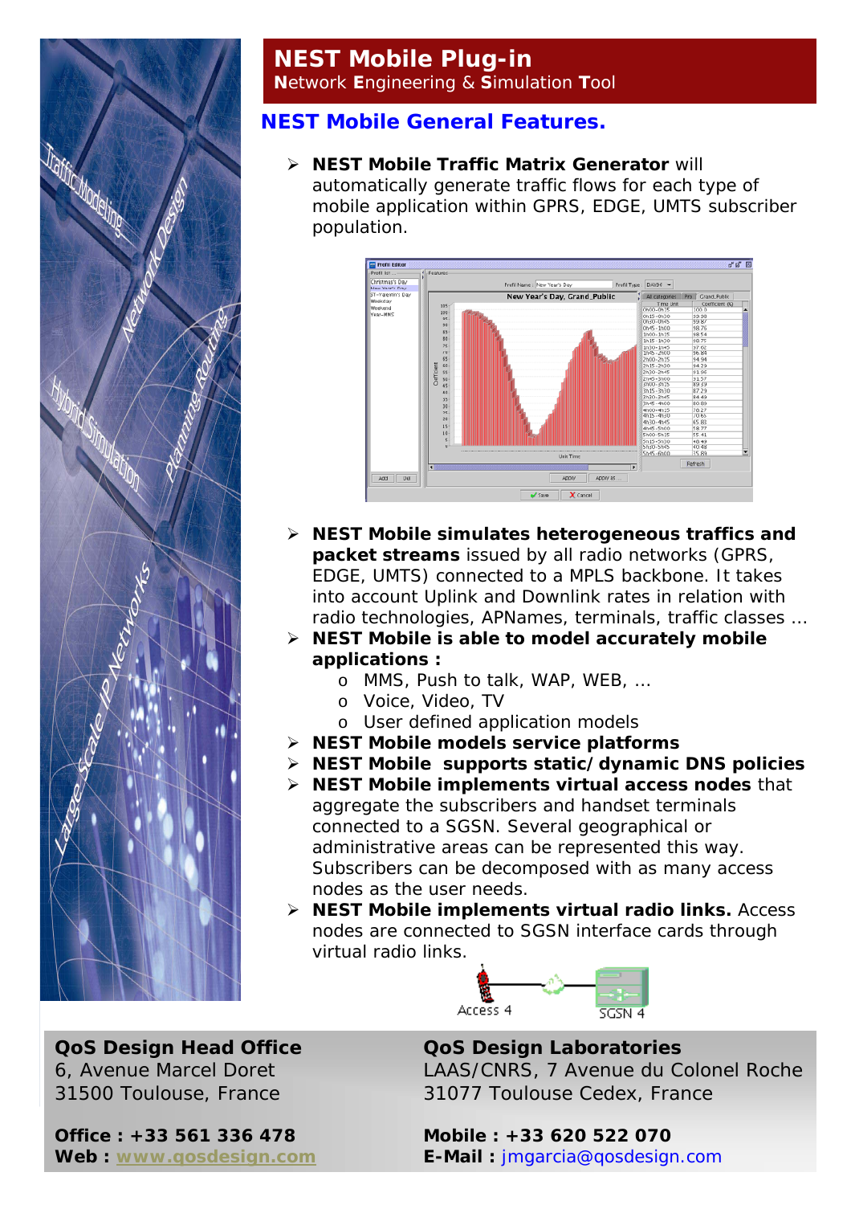# NEST Mobile Plug-in

**N**etwork **E**ngineering & **S**imulation **T**ool

## NEST Mobile General Features.

- **NEST Mobile Traffic Matrix Generator** will automatically generate traffic flows for each type of mobile application within GPRS, EDGE, UMTS subscriber population.
- **NEST Mobile simulates heterogeneous traffics and packet streams** issued by all radio networks (GPRS, EDGE, UMTS) connected to a MPLS backbone. It takes into account Uplink and Downlink rates in relation with radio technologies, APNames, terminals, traffic classes …
- **NEST Mobile is able to model accurately mobile applications :**
  - MMS, Push to talk, WAP, WEB, …
  - Voice, Video, TV
  - User defined application models
- **NEST Mobile models service platforms**
- **NEST Mobile supports static/dynamic DNS policies**
- **NEST Mobile implements virtual access nodes** that aggregate the subscribers and handset terminals connected to a SGSN. Several geographical or administrative areas can be represented this way. Subscribers can be decomposed with as many access nodes as the user needs.
- **NEST Mobile implements virtual radio links.** Access nodes are connected to SGSN interface cards through virtual radio links.

Access 4

SGSN 4

**QoS Design Head Office**
6, Avenue Marcel Doret
31500 Toulouse, France

**Office : +33 561 336 478**
**Web :** www.qosdesign.com

**QoS Design Laboratories**
LAAS/CNRS, 7 Avenue du Colonel Roche
31077 Toulouse Cedex, France

**Mobile : +33 620 522 070**
**E-Mail :** jmgarcia@qosdesign.com